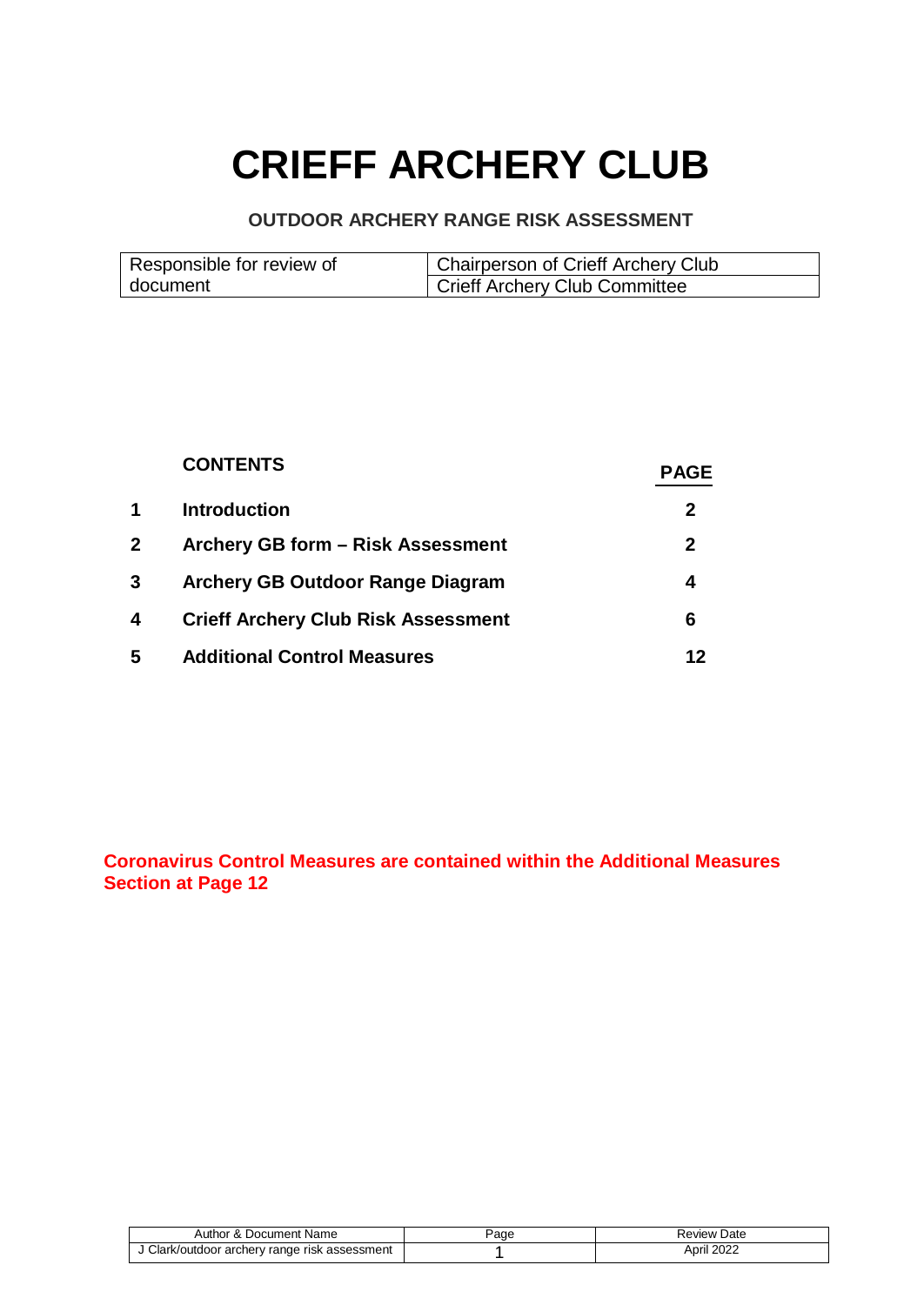# CRIEFF ARCHERY CLUB

## OUTDOOR ARCHERY RANGE RISK ASSESSMENT

| Responsible for review of document | Chairperson of Crieff Archery Club |
|---|---|
| | Crieff Archery Club Committee |

| | CONTENTS | PAGE |
|---|---|---|
| 1 | **Introduction** | 2 |
| 2 | **Archery GB form – Risk Assessment** | 2 |
| 3 | **Archery GB Outdoor Range Diagram** | 4 |
| 4 | **Crieff Archery Club Risk Assessment** | 6 |
| 5 | **Additional Control Measures** | 12 |

**Coronavirus Control Measures are contained within the Additional Measures Section at Page 12**

| Author & Document Name | Page | Review Date |
|---|---|---|
| J Clark/outdoor archery range risk assessment | 1 | April 2022 |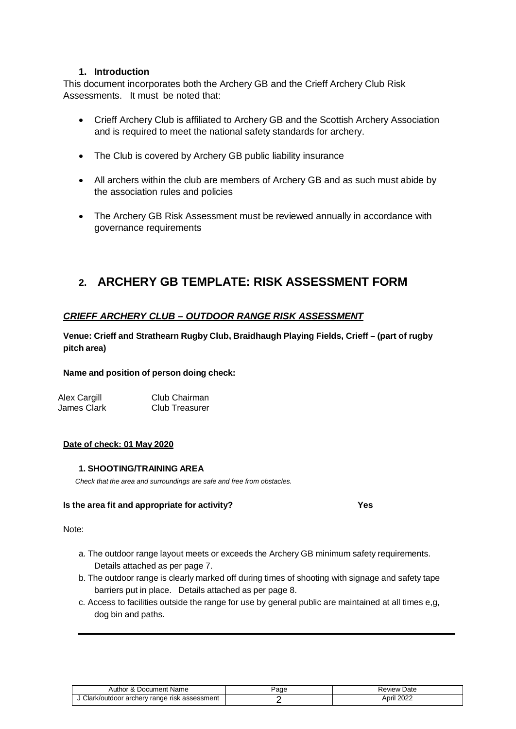## 1. Introduction

This document incorporates both the Archery GB and the Crieff Archery Club Risk Assessments. It must be noted that:

- Crieff Archery Club is affiliated to Archery GB and the Scottish Archery Association and is required to meet the national safety standards for archery.
- The Club is covered by Archery GB public liability insurance
- All archers within the club are members of Archery GB and as such must abide by the association rules and policies
- The Archery GB Risk Assessment must be reviewed annually in accordance with governance requirements

## 2. ARCHERY GB TEMPLATE: RISK ASSESSMENT FORM

### *CRIEFF ARCHERY CLUB – OUTDOOR RANGE RISK ASSESSMENT*

**Venue: Crieff and Strathearn Rugby Club, Braidhaugh Playing Fields, Crieff – (part of rugby pitch area)**

**Name and position of person doing check:**

| | |
|---|---|
| Alex Cargill | Club Chairman |
| James Clark | Club Treasurer |

**Date of check: 01 May 2020**

#### 1. SHOOTING/TRAINING AREA

*Check that the area and surroundings are safe and free from obstacles.*

**Is the area fit and appropriate for activity? Yes**

Note:

a. The outdoor range layout meets or exceeds the Archery GB minimum safety requirements. Details attached as per page 7.

b. The outdoor range is clearly marked off during times of shooting with signage and safety tape barriers put in place. Details attached as per page 8.

c. Access to facilities outside the range for use by general public are maintained at all times e,g, dog bin and paths.

| Author & Document Name | Page | Review Date |
|---|---|---|
| J Clark/outdoor archery range risk assessment | 2 | April 2022 |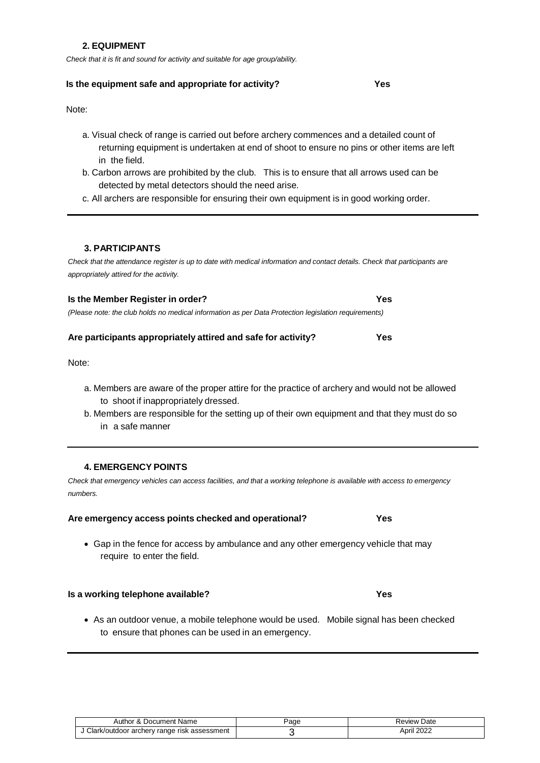## 2. EQUIPMENT

*Check that it is fit and sound for activity and suitable for age group/ability.*

**Is the equipment safe and appropriate for activity? Yes**

Note:

a. Visual check of range is carried out before archery commences and a detailed count of returning equipment is undertaken at end of shoot to ensure no pins or other items are left in the field.

b. Carbon arrows are prohibited by the club. This is to ensure that all arrows used can be detected by metal detectors should the need arise.

c. All archers are responsible for ensuring their own equipment is in good working order.

---

## 3. PARTICIPANTS

*Check that the attendance register is up to date with medical information and contact details. Check that participants are appropriately attired for the activity.*

**Is the Member Register in order? Yes**

*(Please note: the club holds no medical information as per Data Protection legislation requirements)*

**Are participants appropriately attired and safe for activity? Yes**

Note:

a. Members are aware of the proper attire for the practice of archery and would not be allowed to shoot if inappropriately dressed.

b. Members are responsible for the setting up of their own equipment and that they must do so in a safe manner

---

## 4. EMERGENCY POINTS

*Check that emergency vehicles can access facilities, and that a working telephone is available with access to emergency numbers.*

**Are emergency access points checked and operational? Yes**

- Gap in the fence for access by ambulance and any other emergency vehicle that may require to enter the field.

**Is a working telephone available? Yes**

- As an outdoor venue, a mobile telephone would be used. Mobile signal has been checked to ensure that phones can be used in an emergency.

---

| Author & Document Name | Page | Review Date |
|---|---|---|
| J Clark/outdoor archery range risk assessment | 3 | April 2022 |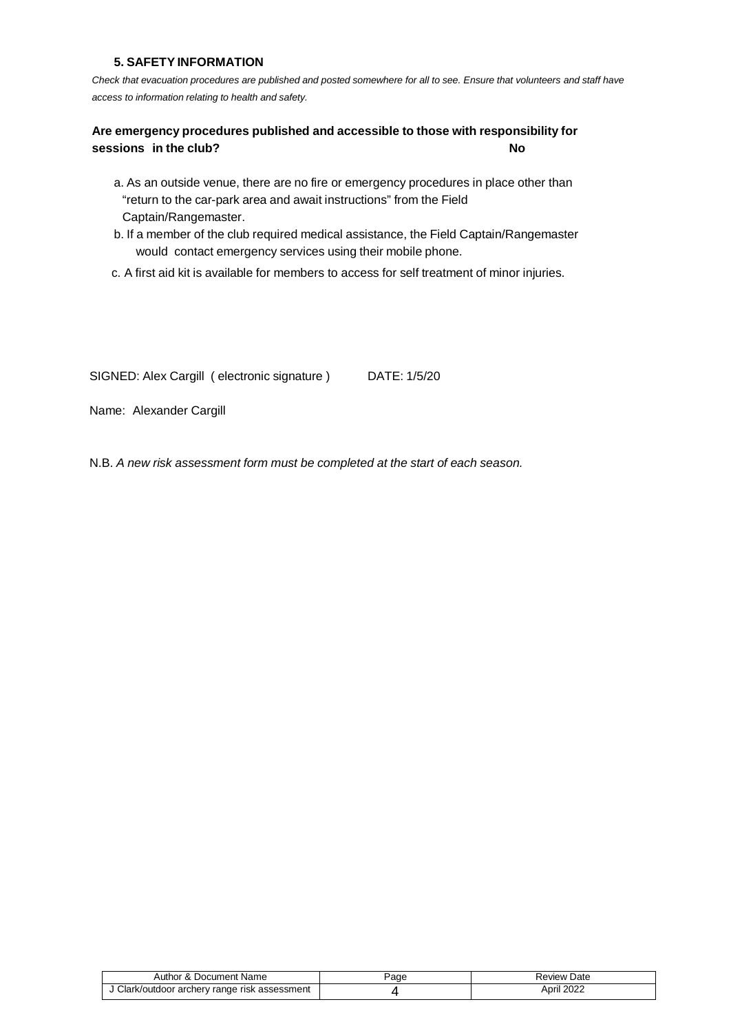### 5. SAFETY INFORMATION

*Check that evacuation procedures are published and posted somewhere for all to see. Ensure that volunteers and staff have access to information relating to health and safety.*

**Are emergency procedures published and accessible to those with responsibility for sessions in the club?** **No**

a. As an outside venue, there are no fire or emergency procedures in place other than "return to the car-park area and await instructions" from the Field Captain/Rangemaster.

b. If a member of the club required medical assistance, the Field Captain/Rangemaster would contact emergency services using their mobile phone.

c. A first aid kit is available for members to access for self treatment of minor injuries.

SIGNED: Alex Cargill ( electronic signature ) DATE: 1/5/20

Name: Alexander Cargill

N.B. *A new risk assessment form must be completed at the start of each season.*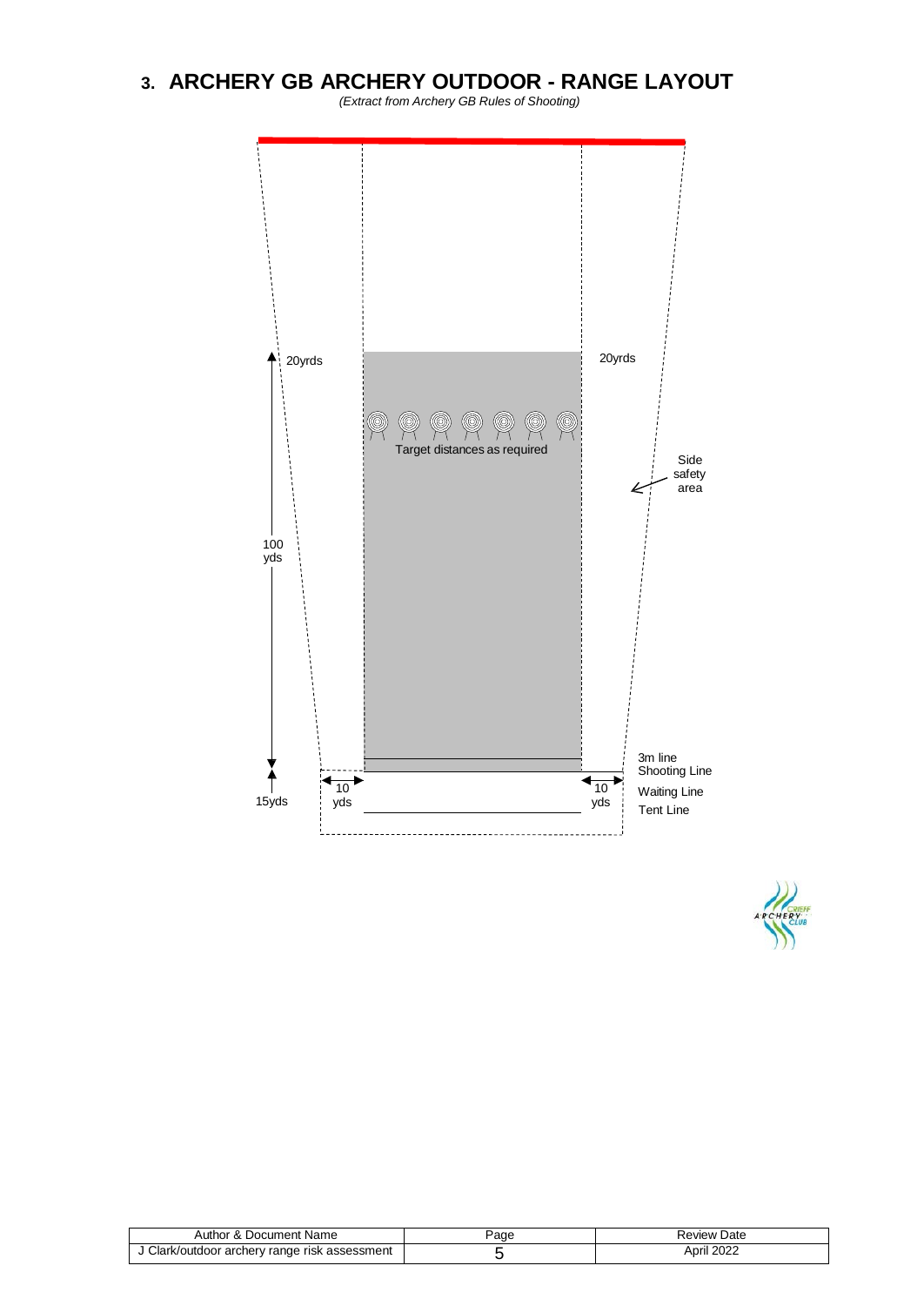## 3. ARCHERY GB ARCHERY OUTDOOR - RANGE LAYOUT

*(Extract from Archery GB Rules of Shooting)*

20yrds

20yrds

Target distances as required

Side safety area

100 yds

15yds

10 yds

10 yds

3m line

Shooting Line

Waiting Line

Tent Line

| Author & Document Name | Page | Review Date |
|---|---|---|
| J Clark/outdoor archery range risk assessment | 5 | April 2022 |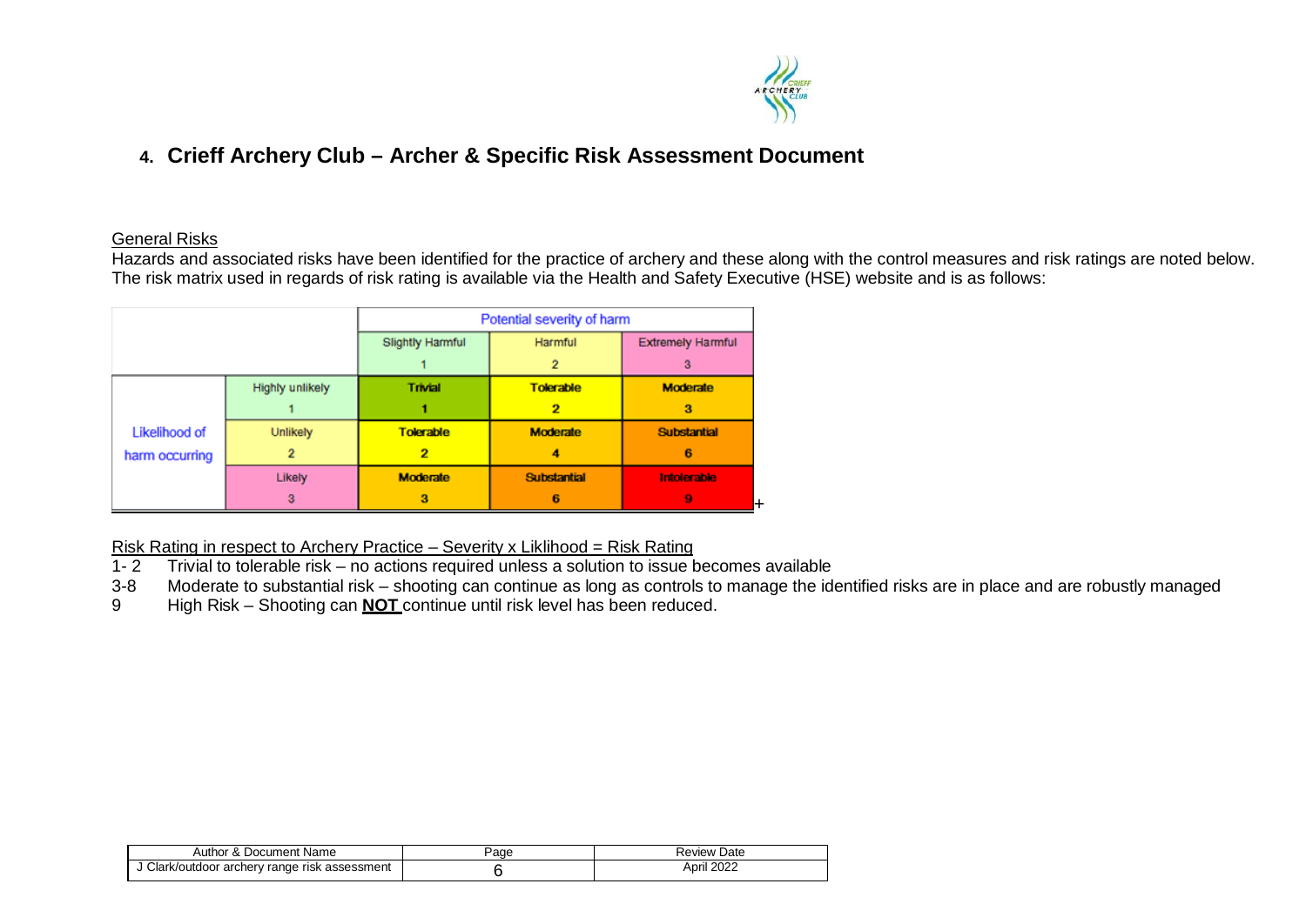## 4. Crieff Archery Club – Archer & Specific Risk Assessment Document

General Risks

Hazards and associated risks have been identified for the practice of archery and these along with the control measures and risk ratings are noted below. The risk matrix used in regards of risk rating is available via the Health and Safety Executive (HSE) website and is as follows:

| | | Potential severity of harm | | |
|---|---|---|---|---|
| | | Slightly Harmful 1 | Harmful 2 | Extremely Harmful 3 |
| Likelihood of harm occurring | Highly unlikely 1 | **Trivial 1** | **Tolerable 2** | **Moderate 3** |
| | Unlikely 2 | **Tolerable 2** | **Moderate 4** | **Substantial 6** |
| | Likely 3 | **Moderate 3** | **Substantial 6** | **Intolerable 9** |

Risk Rating in respect to Archery Practice – Severity x Liklihood = Risk Rating

1- 2 Trivial to tolerable risk – no actions required unless a solution to issue becomes available

3-8 Moderate to substantial risk – shooting can continue as long as controls to manage the identified risks are in place and are robustly managed

9 High Risk – Shooting can **NOT** continue until risk level has been reduced.

| Author & Document Name | Page | Review Date |
|---|---|---|
| J Clark/outdoor archery range risk assessment | 6 | April 2022 |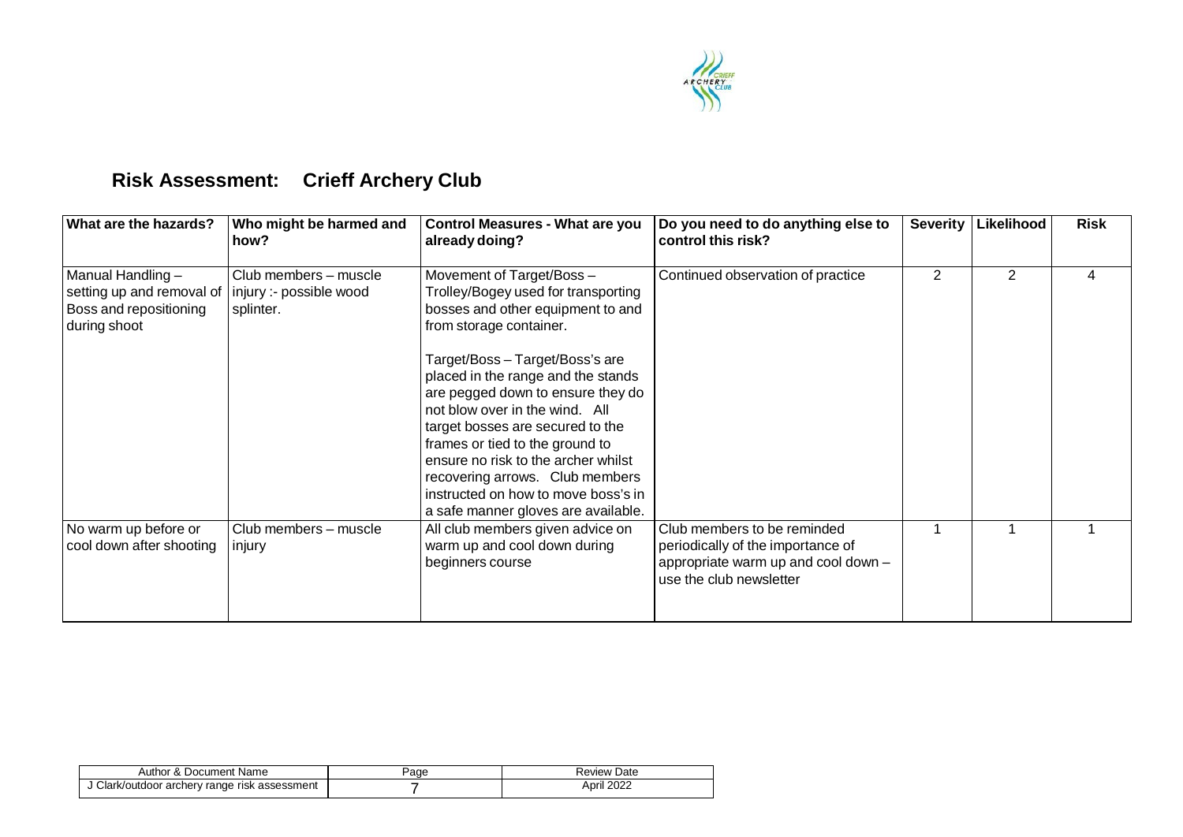## Risk Assessment: Crieff Archery Club

| What are the hazards? | Who might be harmed and how? | Control Measures - What are you already doing? | Do you need to do anything else to control this risk? | Severity | Likelihood | Risk |
|---|---|---|---|---|---|---|
| Manual Handling – setting up and removal of Boss and repositioning during shoot | Club members – muscle injury :- possible wood splinter. | Movement of Target/Boss – Trolley/Bogey used for transporting bosses and other equipment to and from storage container.<br><br>Target/Boss – Target/Boss's are placed in the range and the stands are pegged down to ensure they do not blow over in the wind. All target bosses are secured to the frames or tied to the ground to ensure no risk to the archer whilst recovering arrows. Club members instructed on how to move boss's in a safe manner gloves are available. | Continued observation of practice | 2 | 2 | 4 |
| No warm up before or cool down after shooting | Club members – muscle injury | All club members given advice on warm up and cool down during beginners course | Club members to be reminded periodically of the importance of appropriate warm up and cool down – use the club newsletter | 1 | 1 | 1 |

| Author & Document Name | Page | Review Date |
|---|---|---|
| J Clark/outdoor archery range risk assessment | 7 | April 2022 |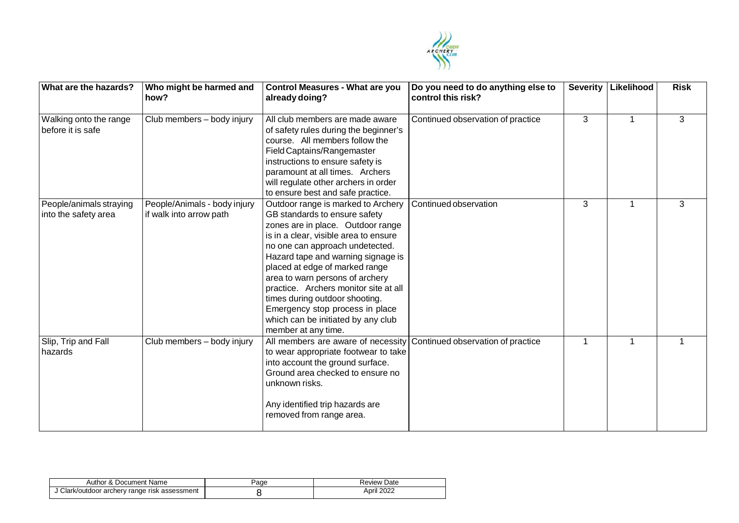| What are the hazards? | Who might be harmed and how? | Control Measures - What are you already doing? | Do you need to do anything else to control this risk? | Severity | Likelihood | Risk |
|---|---|---|---|---|---|---|
| Walking onto the range before it is safe | Club members – body injury | All club members are made aware of safety rules during the beginner's course. All members follow the Field Captains/Rangemaster instructions to ensure safety is paramount at all times. Archers will regulate other archers in order to ensure best and safe practice. | Continued observation of practice | 3 | 1 | 3 |
| People/animals straying into the safety area | People/Animals - body injury if walk into arrow path | Outdoor range is marked to Archery GB standards to ensure safety zones are in place. Outdoor range is in a clear, visible area to ensure no one can approach undetected. Hazard tape and warning signage is placed at edge of marked range area to warn persons of archery practice. Archers monitor site at all times during outdoor shooting. Emergency stop process in place which can be initiated by any club member at any time. | Continued observation | 3 | 1 | 3 |
| Slip, Trip and Fall hazards | Club members – body injury | All members are aware of necessity to wear appropriate footwear to take into account the ground surface. Ground area checked to ensure no unknown risks.<br><br>Any identified trip hazards are removed from range area. | Continued observation of practice | 1 | 1 | 1 |

| Author & Document Name | Page | Review Date |
|---|---|---|
| J Clark/outdoor archery range risk assessment | 8 | April 2022 |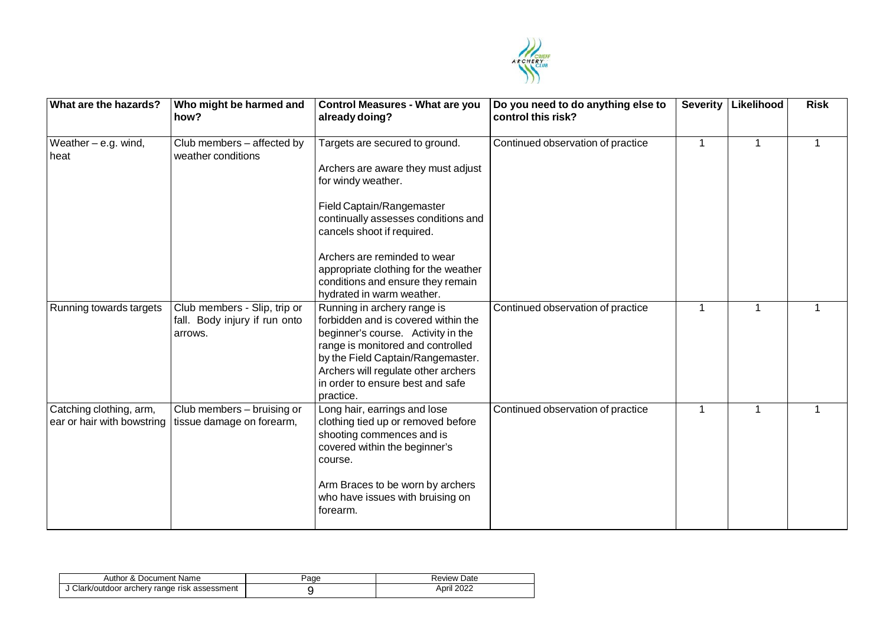| What are the hazards? | Who might be harmed and how? | Control Measures - What are you already doing? | Do you need to do anything else to control this risk? | Severity | Likelihood | Risk |
|---|---|---|---|---|---|---|
| Weather – e.g. wind, heat | Club members – affected by weather conditions | Targets are secured to ground.<br><br>Archers are aware they must adjust for windy weather.<br><br>Field Captain/Rangemaster continually assesses conditions and cancels shoot if required.<br><br>Archers are reminded to wear appropriate clothing for the weather conditions and ensure they remain hydrated in warm weather. | Continued observation of practice | 1 | 1 | 1 |
| Running towards targets | Club members - Slip, trip or fall. Body injury if run onto arrows. | Running in archery range is forbidden and is covered within the beginner's course. Activity in the range is monitored and controlled by the Field Captain/Rangemaster. Archers will regulate other archers in order to ensure best and safe practice. | Continued observation of practice | 1 | 1 | 1 |
| Catching clothing, arm, ear or hair with bowstring | Club members – bruising or tissue damage on forearm, | Long hair, earrings and lose clothing tied up or removed before shooting commences and is covered within the beginner's course.<br><br>Arm Braces to be worn by archers who have issues with bruising on forearm. | Continued observation of practice | 1 | 1 | 1 |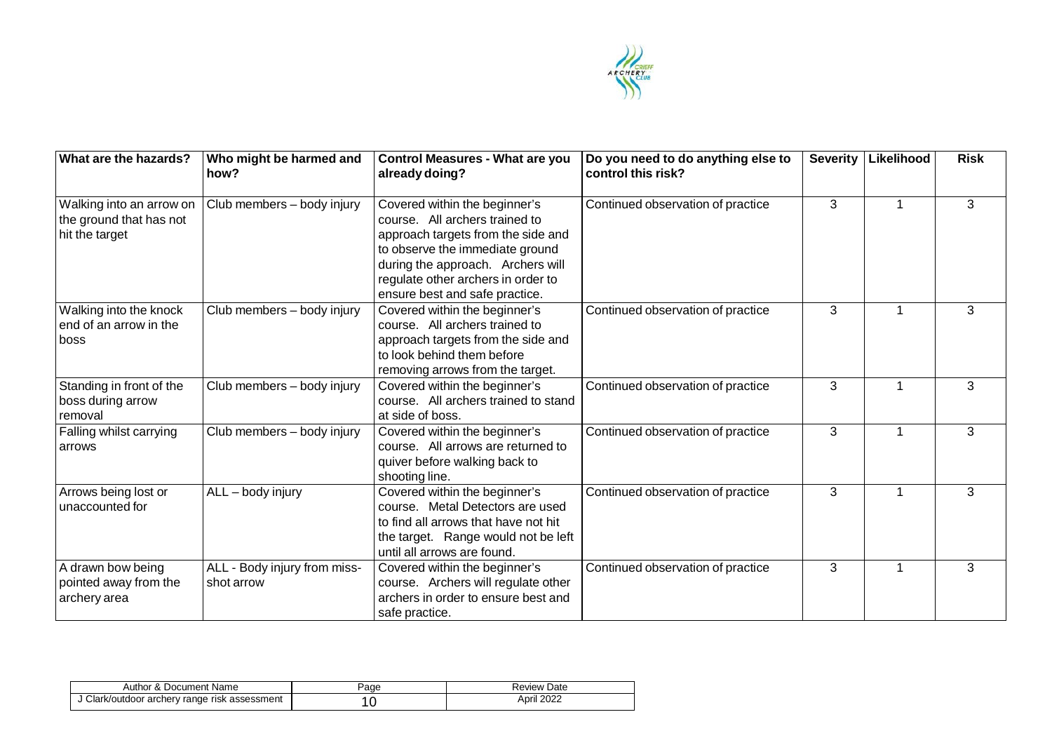| What are the hazards? | Who might be harmed and how? | Control Measures - What are you already doing? | Do you need to do anything else to control this risk? | Severity | Likelihood | Risk |
|---|---|---|---|---|---|---|
| Walking into an arrow on the ground that has not hit the target | Club members – body injury | Covered within the beginner's course. All archers trained to approach targets from the side and to observe the immediate ground during the approach. Archers will regulate other archers in order to ensure best and safe practice. | Continued observation of practice | 3 | 1 | 3 |
| Walking into the knock end of an arrow in the boss | Club members – body injury | Covered within the beginner's course. All archers trained to approach targets from the side and to look behind them before removing arrows from the target. | Continued observation of practice | 3 | 1 | 3 |
| Standing in front of the boss during arrow removal | Club members – body injury | Covered within the beginner's course. All archers trained to stand at side of boss. | Continued observation of practice | 3 | 1 | 3 |
| Falling whilst carrying arrows | Club members – body injury | Covered within the beginner's course. All arrows are returned to quiver before walking back to shooting line. | Continued observation of practice | 3 | 1 | 3 |
| Arrows being lost or unaccounted for | ALL – body injury | Covered within the beginner's course. Metal Detectors are used to find all arrows that have not hit the target. Range would not be left until all arrows are found. | Continued observation of practice | 3 | 1 | 3 |
| A drawn bow being pointed away from the archery area | ALL - Body injury from miss-shot arrow | Covered within the beginner's course. Archers will regulate other archers in order to ensure best and safe practice. | Continued observation of practice | 3 | 1 | 3 |

| Author & Document Name | Page | Review Date |
|---|---|---|
| J Clark/outdoor archery range risk assessment | 10 | April 2022 |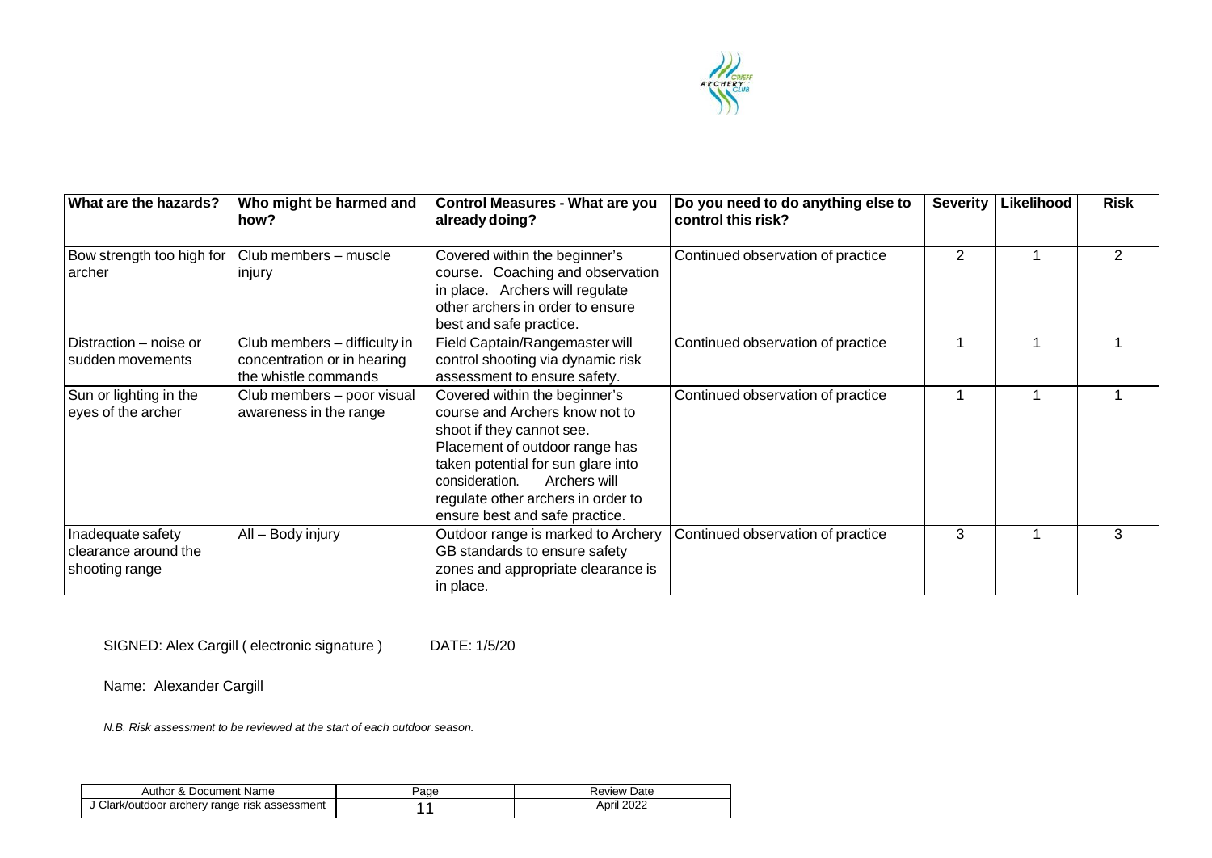| What are the hazards? | Who might be harmed and how? | Control Measures - What are you already doing? | Do you need to do anything else to control this risk? | Severity | Likelihood | Risk |
|---|---|---|---|---|---|---|
| Bow strength too high for archer | Club members – muscle injury | Covered within the beginner's course. Coaching and observation in place. Archers will regulate other archers in order to ensure best and safe practice. | Continued observation of practice | 2 | 1 | 2 |
| Distraction – noise or sudden movements | Club members – difficulty in concentration or in hearing the whistle commands | Field Captain/Rangemaster will control shooting via dynamic risk assessment to ensure safety. | Continued observation of practice | 1 | 1 | 1 |
| Sun or lighting in the eyes of the archer | Club members – poor visual awareness in the range | Covered within the beginner's course and Archers know not to shoot if they cannot see. Placement of outdoor range has taken potential for sun glare into consideration. Archers will regulate other archers in order to ensure best and safe practice. | Continued observation of practice | 1 | 1 | 1 |
| Inadequate safety clearance around the shooting range | All – Body injury | Outdoor range is marked to Archery GB standards to ensure safety zones and appropriate clearance is in place. | Continued observation of practice | 3 | 1 | 3 |

SIGNED: Alex Cargill ( electronic signature ) DATE: 1/5/20

Name: Alexander Cargill

*N.B. Risk assessment to be reviewed at the start of each outdoor season.*

| Author & Document Name | Page | Review Date |
|---|---|---|
| J Clark/outdoor archery range risk assessment | 11 | April 2022 |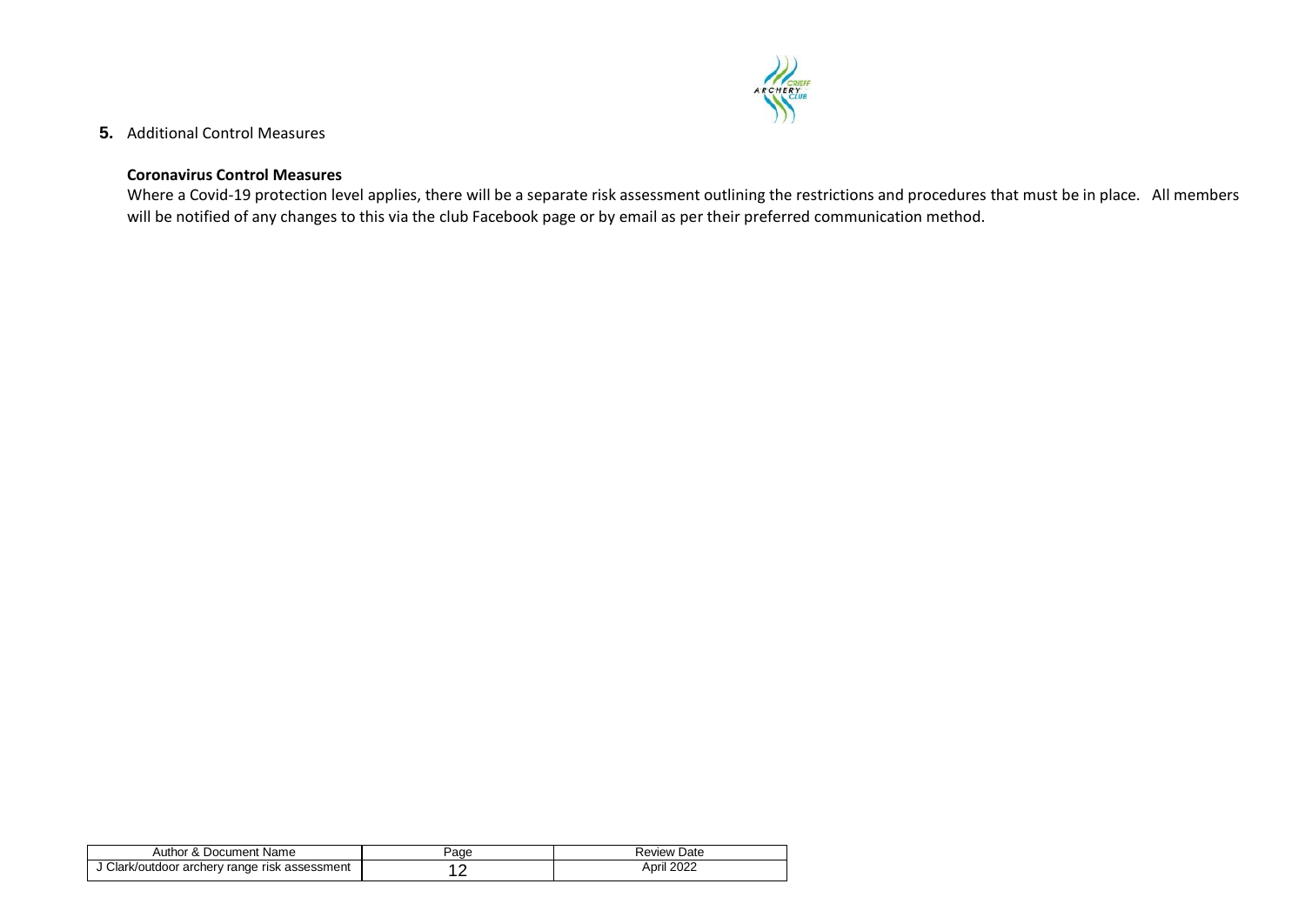**5.** Additional Control Measures

**Coronavirus Control Measures**

Where a Covid-19 protection level applies, there will be a separate risk assessment outlining the restrictions and procedures that must be in place. All members will be notified of any changes to this via the club Facebook page or by email as per their preferred communication method.